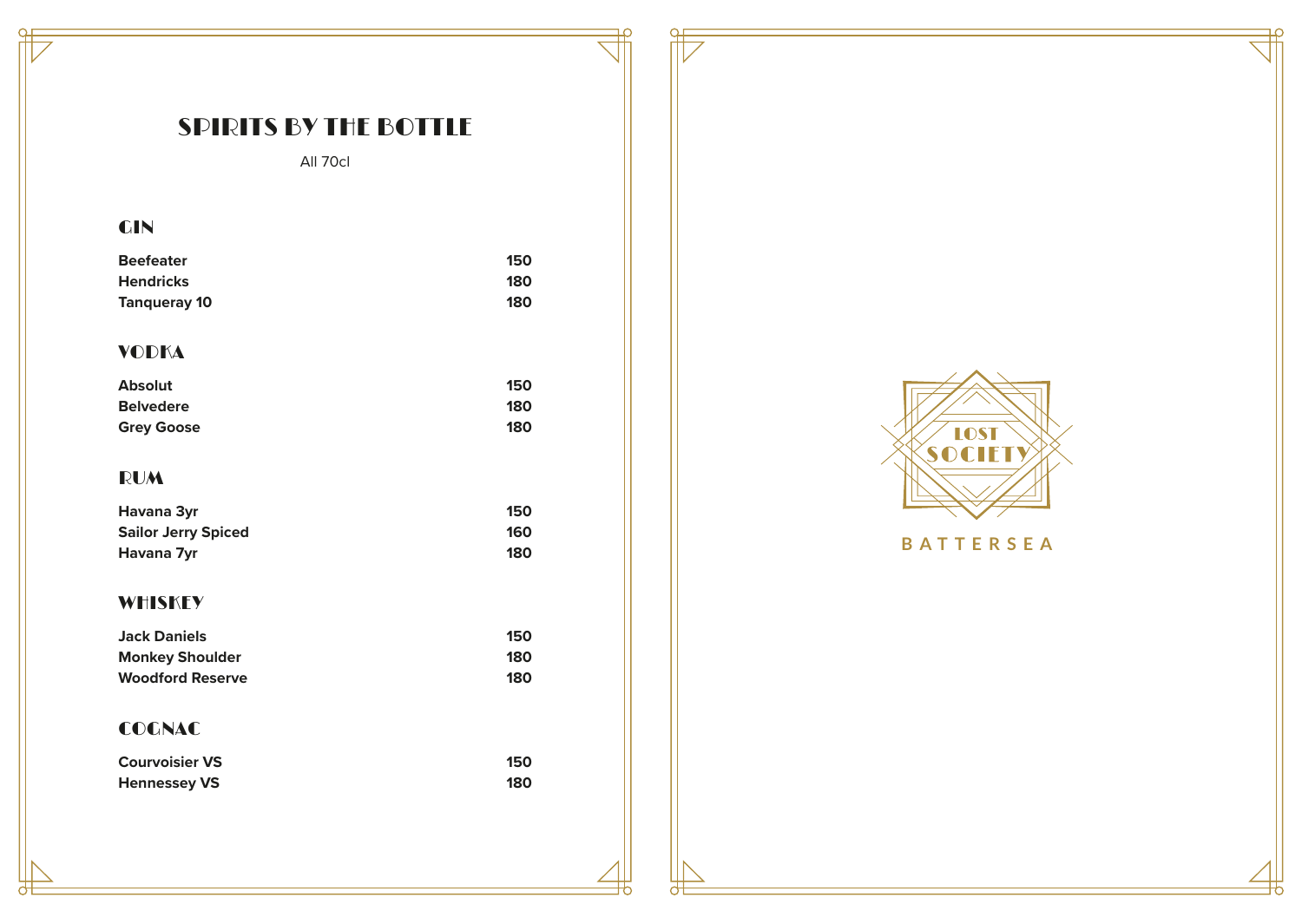# SPIRITS BY THE BOTTLE

All 70cl

## GIN

| | |
|---|---|
| **Beefeater** | **150** |
| **Hendricks** | **180** |
| **Tanqueray 10** | **180** |

## VODKA

| | |
|---|---|
| **Absolut** | **150** |
| **Belvedere** | **180** |
| **Grey Goose** | **180** |

## RUM

| | |
|---|---|
| **Havana 3yr** | **150** |
| **Sailor Jerry Spiced** | **160** |
| **Havana 7yr** | **180** |

## WHISKEY

| | |
|---|---|
| **Jack Daniels** | **150** |
| **Monkey Shoulder** | **180** |
| **Woodford Reserve** | **180** |

## COGNAC

| | |
|---|---|
| **Courvoisier VS** | **150** |
| **Hennessey VS** | **180** |

LOST SOCIETY

BATTERSEA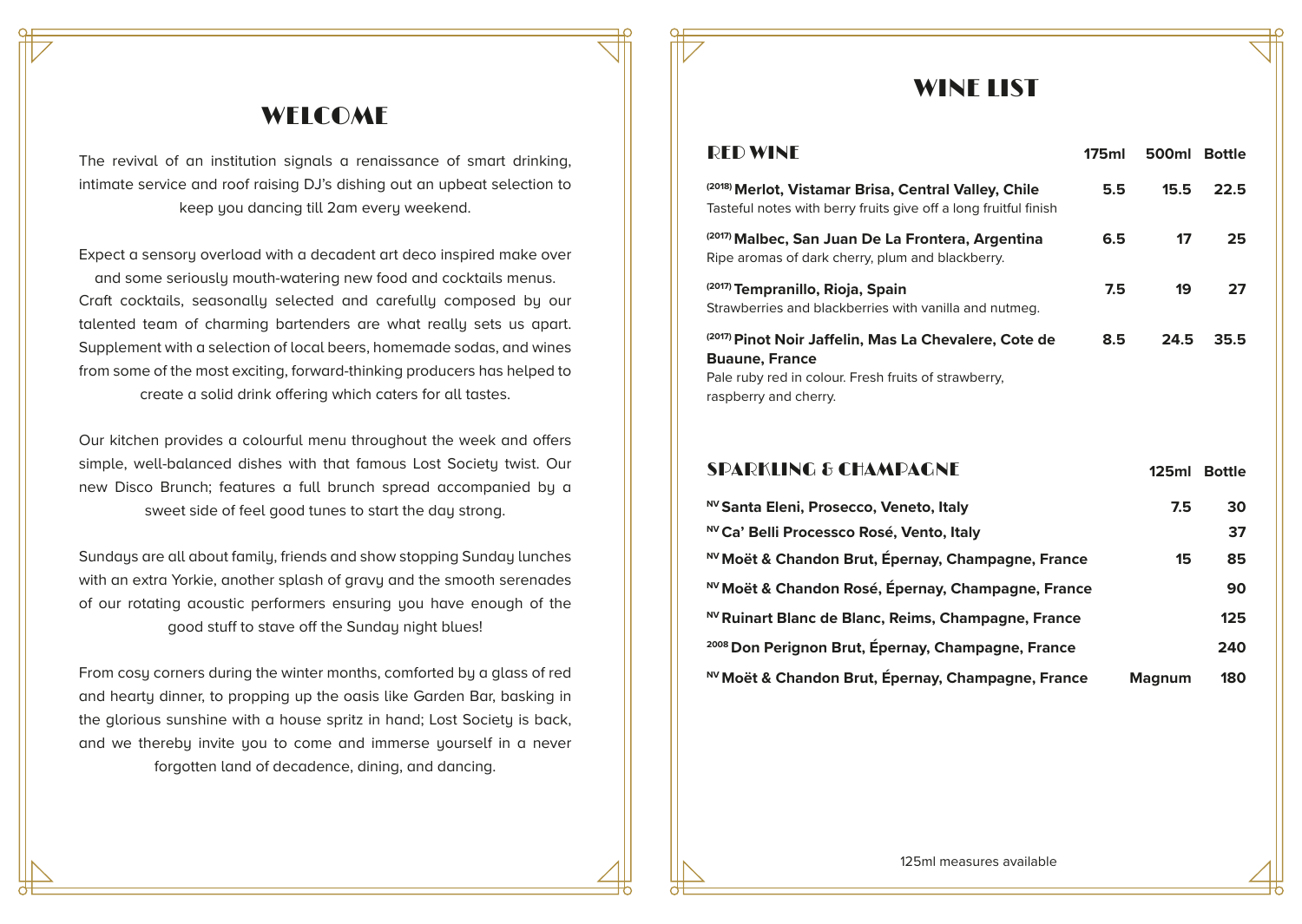# WELCOME

The revival of an institution signals a renaissance of smart drinking, intimate service and roof raising DJ's dishing out an upbeat selection to keep you dancing till 2am every weekend.

Expect a sensory overload with a decadent art deco inspired make over and some seriously mouth-watering new food and cocktails menus. Craft cocktails, seasonally selected and carefully composed by our talented team of charming bartenders are what really sets us apart. Supplement with a selection of local beers, homemade sodas, and wines from some of the most exciting, forward-thinking producers has helped to create a solid drink offering which caters for all tastes.

Our kitchen provides a colourful menu throughout the week and offers simple, well-balanced dishes with that famous Lost Society twist. Our new Disco Brunch; features a full brunch spread accompanied by a sweet side of feel good tunes to start the day strong.

Sundays are all about family, friends and show stopping Sunday lunches with an extra Yorkie, another splash of gravy and the smooth serenades of our rotating acoustic performers ensuring you have enough of the good stuff to stave off the Sunday night blues!

From cosy corners during the winter months, comforted by a glass of red and hearty dinner, to propping up the oasis like Garden Bar, basking in the glorious sunshine with a house spritz in hand; Lost Society is back, and we thereby invite you to come and immerse yourself in a never forgotten land of decadence, dining, and dancing.

# WINE LIST

## RED WINE

| RED WINE | 175ml | 500ml | Bottle |
|---|---|---|---|
| **(2018) Merlot, Vistamar Brisa, Central Valley, Chile**<br>Tasteful notes with berry fruits give off a long fruitful finish | 5.5 | 15.5 | 22.5 |
| **(2017) Malbec, San Juan De La Frontera, Argentina**<br>Ripe aromas of dark cherry, plum and blackberry. | 6.5 | 17 | 25 |
| **(2017) Tempranillo, Rioja, Spain**<br>Strawberries and blackberries with vanilla and nutmeg. | 7.5 | 19 | 27 |
| **(2017) Pinot Noir Jaffelin, Mas La Chevalere, Cote de Buaune, France**<br>Pale ruby red in colour. Fresh fruits of strawberry, raspberry and cherry. | 8.5 | 24.5 | 35.5 |

## SPARKLING & CHAMPAGNE

| SPARKLING & CHAMPAGNE | 125ml | Bottle |
|---|---|---|
| **NV Santa Eleni, Prosecco, Veneto, Italy** | 7.5 | 30 |
| **NV Ca' Belli Processco Rosé, Vento, Italy** | | 37 |
| **NV Moët & Chandon Brut, Épernay, Champagne, France** | 15 | 85 |
| **NV Moët & Chandon Rosé, Épernay, Champagne, France** | | 90 |
| **NV Ruinart Blanc de Blanc, Reims, Champagne, France** | | 125 |
| **2008 Don Perignon Brut, Épernay, Champagne, France** | | 240 |
| **NV Moët & Chandon Brut, Épernay, Champagne, France** | Magnum | 180 |

125ml measures available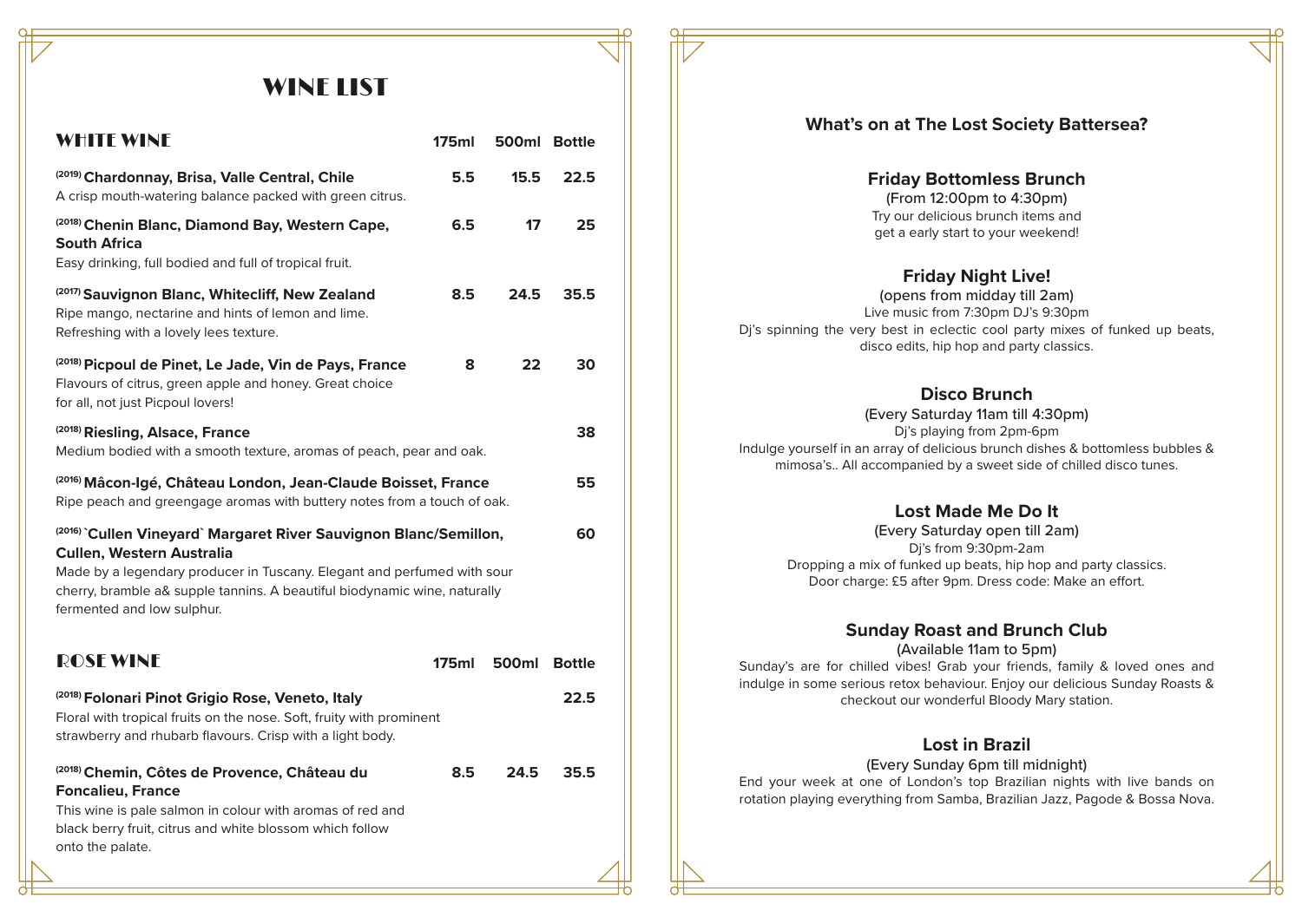# WINE LIST

## WHITE WINE

| | 175ml | 500ml | Bottle |
|---|---|---|---|
| **(2019) Chardonnay, Brisa, Valle Central, Chile**<br>A crisp mouth-watering balance packed with green citrus. | 5.5 | 15.5 | 22.5 |
| **(2018) Chenin Blanc, Diamond Bay, Western Cape, South Africa**<br>Easy drinking, full bodied and full of tropical fruit. | 6.5 | 17 | 25 |
| **(2017) Sauvignon Blanc, Whitecliff, New Zealand**<br>Ripe mango, nectarine and hints of lemon and lime. Refreshing with a lovely lees texture. | 8.5 | 24.5 | 35.5 |
| **(2018) Picpoul de Pinet, Le Jade, Vin de Pays, France**<br>Flavours of citrus, green apple and honey. Great choice for all, not just Picpoul lovers! | 8 | 22 | 30 |
| **(2018) Riesling, Alsace, France**<br>Medium bodied with a smooth texture, aromas of peach, pear and oak. | | | 38 |
| **(2016) Mâcon-Igé, Château London, Jean-Claude Boisset, France**<br>Ripe peach and greengage aromas with buttery notes from a touch of oak. | | | 55 |
| **(2016) `Cullen Vineyard` Margaret River Sauvignon Blanc/Semillon, Cullen, Western Australia**<br>Made by a legendary producer in Tuscany. Elegant and perfumed with sour cherry, bramble a& supple tannins. A beautiful biodynamic wine, naturally fermented and low sulphur. | | | 60 |

## ROSE WINE

| | 175ml | 500ml | Bottle |
|---|---|---|---|
| **(2018) Folonari Pinot Grigio Rose, Veneto, Italy**<br>Floral with tropical fruits on the nose. Soft, fruity with prominent strawberry and rhubarb flavours. Crisp with a light body. | | | 22.5 |
| **(2018) Chemin, Côtes de Provence, Château du Foncalieu, France**<br>This wine is pale salmon in colour with aromas of red and black berry fruit, citrus and white blossom which follow onto the palate. | 8.5 | 24.5 | 35.5 |

## What's on at The Lost Society Battersea?

### Friday Bottomless Brunch

(From 12:00pm to 4:30pm)

Try our delicious brunch items and get a early start to your weekend!

### Friday Night Live!

(opens from midday till 2am)

Live music from 7:30pm DJ's 9:30pm

Dj's spinning the very best in eclectic cool party mixes of funked up beats, disco edits, hip hop and party classics.

### Disco Brunch

(Every Saturday 11am till 4:30pm)

Dj's playing from 2pm-6pm

Indulge yourself in an array of delicious brunch dishes & bottomless bubbles & mimosa's.. All accompanied by a sweet side of chilled disco tunes.

### Lost Made Me Do It

(Every Saturday open till 2am)

Dj's from 9:30pm-2am

Dropping a mix of funked up beats, hip hop and party classics.

Door charge: £5 after 9pm. Dress code: Make an effort.

### Sunday Roast and Brunch Club

(Available 11am to 5pm)

Sunday's are for chilled vibes! Grab your friends, family & loved ones and indulge in some serious retox behaviour. Enjoy our delicious Sunday Roasts & checkout our wonderful Bloody Mary station.

### Lost in Brazil

(Every Sunday 6pm till midnight)

End your week at one of London's top Brazilian nights with live bands on rotation playing everything from Samba, Brazilian Jazz, Pagode & Bossa Nova.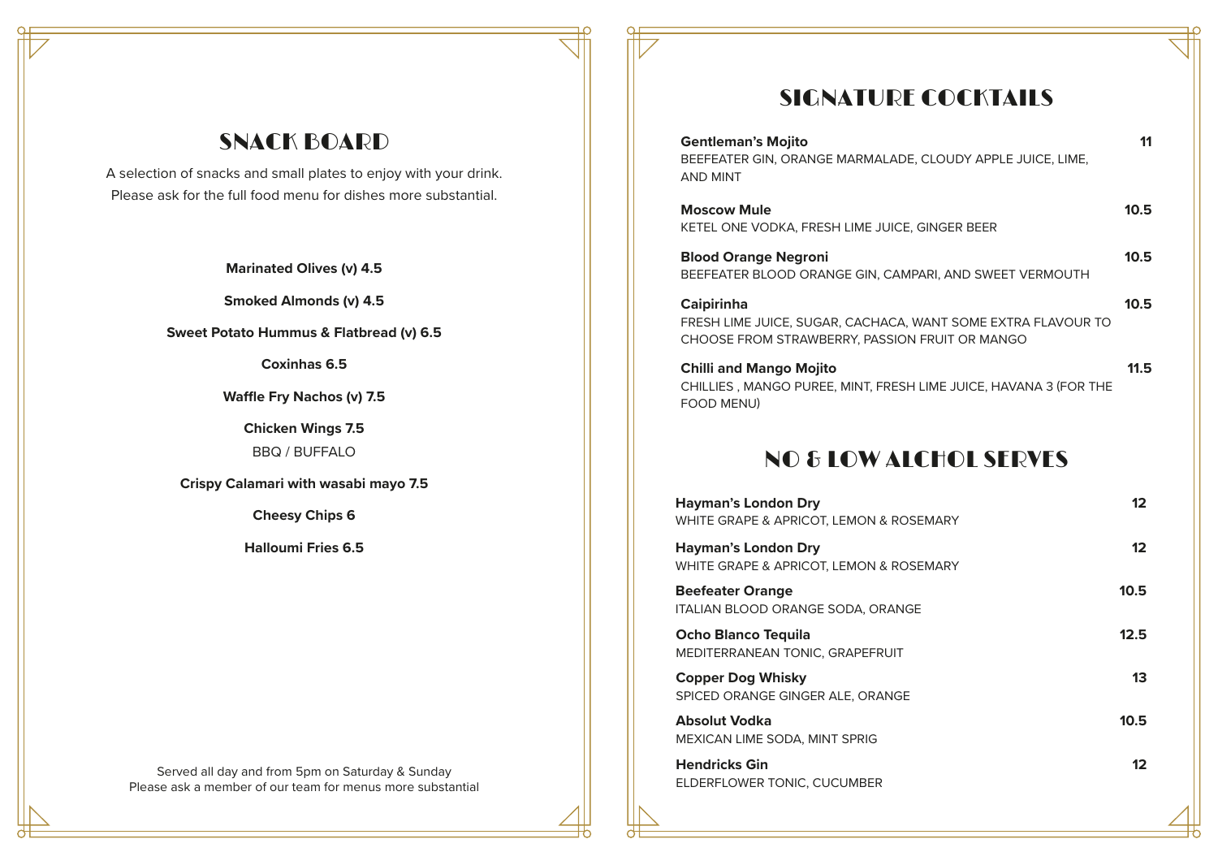## SNACK BOARD

A selection of snacks and small plates to enjoy with your drink.
Please ask for the full food menu for dishes more substantial.

**Marinated Olives (v) 4.5**

**Smoked Almonds (v) 4.5**

**Sweet Potato Hummus & Flatbread (v) 6.5**

**Coxinhas 6.5**

**Waffle Fry Nachos (v) 7.5**

**Chicken Wings 7.5**
BBQ / BUFFALO

**Crispy Calamari with wasabi mayo 7.5**

**Cheesy Chips 6**

**Halloumi Fries 6.5**

Served all day and from 5pm on Saturday & Sunday
Please ask a member of our team for menus more substantial

## SIGNATURE COCKTAILS

**Gentleman's Mojito** — **11**
BEEFEATER GIN, ORANGE MARMALADE, CLOUDY APPLE JUICE, LIME, AND MINT

**Moscow Mule** — **10.5**
KETEL ONE VODKA, FRESH LIME JUICE, GINGER BEER

**Blood Orange Negroni** — **10.5**
BEEFEATER BLOOD ORANGE GIN, CAMPARI, AND SWEET VERMOUTH

**Caipirinha** — **10.5**
FRESH LIME JUICE, SUGAR, CACHACA, WANT SOME EXTRA FLAVOUR TO CHOOSE FROM STRAWBERRY, PASSION FRUIT OR MANGO

**Chilli and Mango Mojito** — **11.5**
CHILLIES , MANGO PUREE, MINT, FRESH LIME JUICE, HAVANA 3 (FOR THE FOOD MENU)

## NO & LOW ALCHOL SERVES

**Hayman's London Dry** — **12**
WHITE GRAPE & APRICOT, LEMON & ROSEMARY

**Hayman's London Dry** — **12**
WHITE GRAPE & APRICOT, LEMON & ROSEMARY

**Beefeater Orange** — **10.5**
ITALIAN BLOOD ORANGE SODA, ORANGE

**Ocho Blanco Tequila** — **12.5**
MEDITERRANEAN TONIC, GRAPEFRUIT

**Copper Dog Whisky** — **13**
SPICED ORANGE GINGER ALE, ORANGE

**Absolut Vodka** — **10.5**
MEXICAN LIME SODA, MINT SPRIG

**Hendricks Gin** — **12**
ELDERFLOWER TONIC, CUCUMBER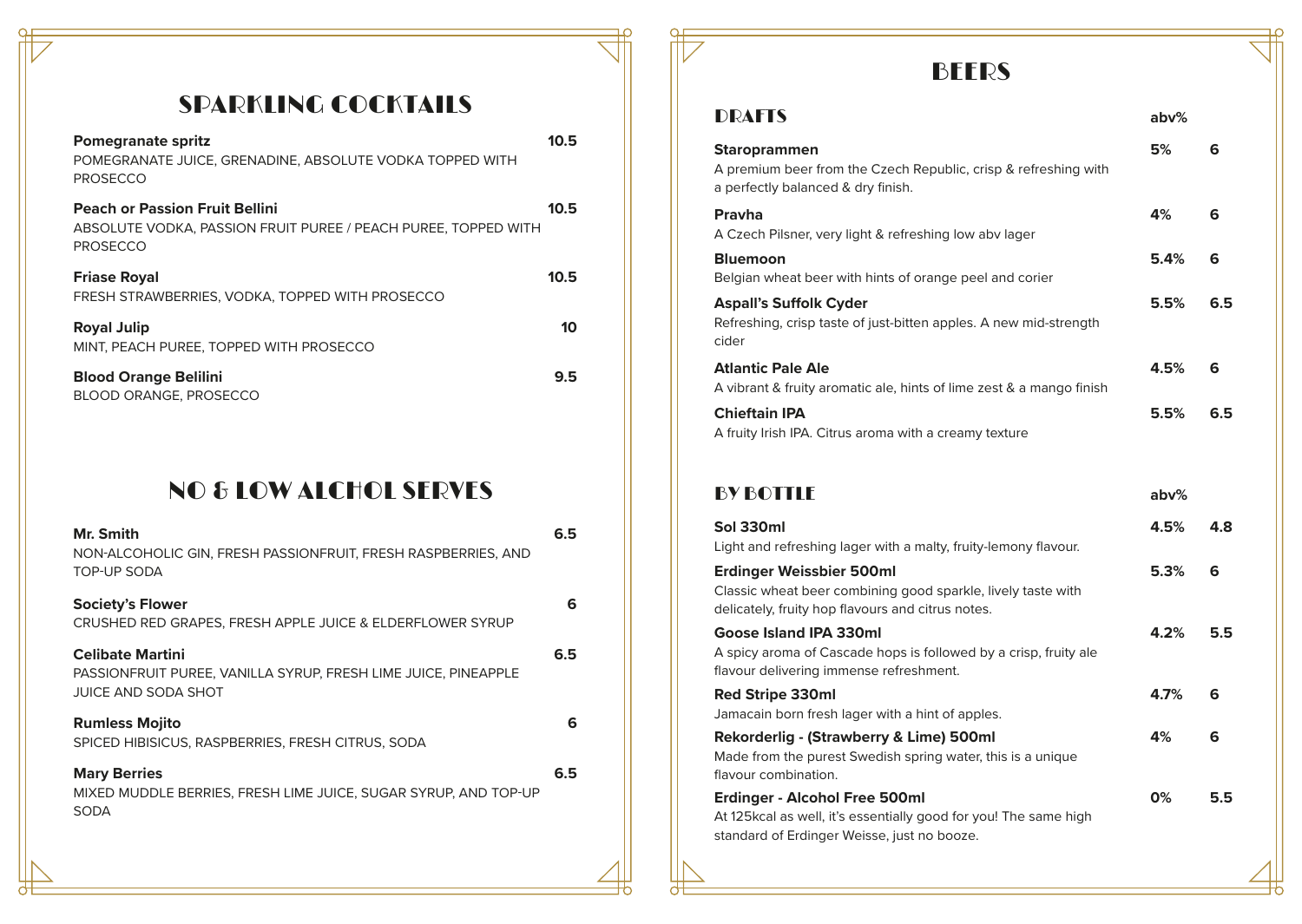# SPARKLING COCKTAILS

**Pomegranate spritz** — **10.5**
POMEGRANATE JUICE, GRENADINE, ABSOLUTE VODKA TOPPED WITH PROSECCO

**Peach or Passion Fruit Bellini** — **10.5**
ABSOLUTE VODKA, PASSION FRUIT PUREE / PEACH PUREE, TOPPED WITH PROSECCO

**Friase Royal** — **10.5**
FRESH STRAWBERRIES, VODKA, TOPPED WITH PROSECCO

**Royal Julip** — **10**
MINT, PEACH PUREE, TOPPED WITH PROSECCO

**Blood Orange Belilini** — **9.5**
BLOOD ORANGE, PROSECCO

# NO & LOW ALCHOL SERVES

**Mr. Smith** — **6.5**
NON-ALCOHOLIC GIN, FRESH PASSIONFRUIT, FRESH RASPBERRIES, AND TOP-UP SODA

**Society's Flower** — **6**
CRUSHED RED GRAPES, FRESH APPLE JUICE & ELDERFLOWER SYRUP

**Celibate Martini** — **6.5**
PASSIONFRUIT PUREE, VANILLA SYRUP, FRESH LIME JUICE, PINEAPPLE JUICE AND SODA SHOT

**Rumless Mojito** — **6**
SPICED HIBISCUS, RASPBERRIES, FRESH CITRUS, SODA

**Mary Berries** — **6.5**
MIXED MUDDLE BERRIES, FRESH LIME JUICE, SUGAR SYRUP, AND TOP-UP SODA

# BEERS

## DRAFTS

| DRAFTS | abv% | |
|---|---|---|
| **Staroprammen**<br>A premium beer from the Czech Republic, crisp & refreshing with a perfectly balanced & dry finish. | 5% | 6 |
| **Pravha**<br>A Czech Pilsner, very light & refreshing low abv lager | 4% | 6 |
| **Bluemoon**<br>Belgian wheat beer with hints of orange peel and corier | 5.4% | 6 |
| **Aspall's Suffolk Cyder**<br>Refreshing, crisp taste of just-bitten apples. A new mid-strength cider | 5.5% | 6.5 |
| **Atlantic Pale Ale**<br>A vibrant & fruity aromatic ale, hints of lime zest & a mango finish | 4.5% | 6 |
| **Chieftain IPA**<br>A fruity Irish IPA. Citrus aroma with a creamy texture | 5.5% | 6.5 |

## BY BOTTLE

| BY BOTTLE | abv% | |
|---|---|---|
| **Sol 330ml**<br>Light and refreshing lager with a malty, fruity-lemony flavour. | 4.5% | 4.8 |
| **Erdinger Weissbier 500ml**<br>Classic wheat beer combining good sparkle, lively taste with delicately, fruity hop flavours and citrus notes. | 5.3% | 6 |
| **Goose Island IPA 330ml**<br>A spicy aroma of Cascade hops is followed by a crisp, fruity ale flavour delivering immense refreshment. | 4.2% | 5.5 |
| **Red Stripe 330ml**<br>Jamacain born fresh lager with a hint of apples. | 4.7% | 6 |
| **Rekorderlig - (Strawberry & Lime) 500ml**<br>Made from the purest Swedish spring water, this is a unique flavour combination. | 4% | 6 |
| **Erdinger - Alcohol Free 500ml**<br>At 125kcal as well, it's essentially good for you! The same high standard of Erdinger Weisse, just no booze. | 0% | 5.5 |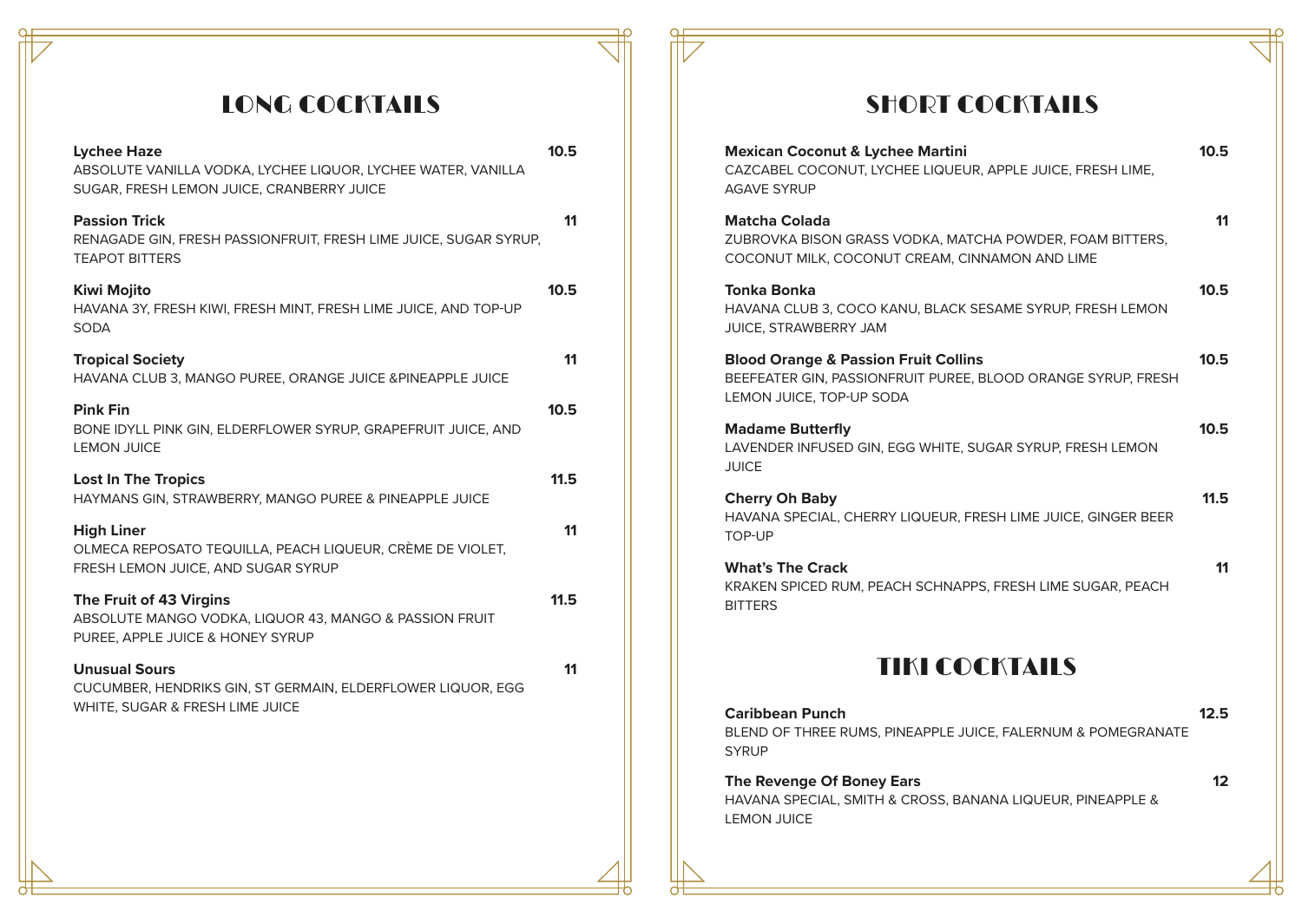# LONG COCKTAILS

**Lychee Haze** **10.5**
ABSOLUTE VANILLA VODKA, LYCHEE LIQUOR, LYCHEE WATER, VANILLA SUGAR, FRESH LEMON JUICE, CRANBERRY JUICE

**Passion Trick** **11**
RENAGADE GIN, FRESH PASSIONFRUIT, FRESH LIME JUICE, SUGAR SYRUP, TEAPOT BITTERS

**Kiwi Mojito** **10.5**
HAVANA 3Y, FRESH KIWI, FRESH MINT, FRESH LIME JUICE, AND TOP-UP SODA

**Tropical Society** **11**
HAVANA CLUB 3, MANGO PUREE, ORANGE JUICE &PINEAPPLE JUICE

**Pink Fin** **10.5**
BONE IDYLL PINK GIN, ELDERFLOWER SYRUP, GRAPEFRUIT JUICE, AND LEMON JUICE

**Lost In The Tropics** **11.5**
HAYMANS GIN, STRAWBERRY, MANGO PUREE & PINEAPPLE JUICE

**High Liner** **11**
OLMECA REPOSATO TEQUILLA, PEACH LIQUEUR, CRÈME DE VIOLET, FRESH LEMON JUICE, AND SUGAR SYRUP

**The Fruit of 43 Virgins** **11.5**
ABSOLUTE MANGO VODKA, LIQUOR 43, MANGO & PASSION FRUIT PUREE, APPLE JUICE & HONEY SYRUP

**Unusual Sours** **11**
CUCUMBER, HENDRIKS GIN, ST GERMAIN, ELDERFLOWER LIQUOR, EGG WHITE, SUGAR & FRESH LIME JUICE

# SHORT COCKTAILS

**Mexican Coconut & Lychee Martini** **10.5**
CAZCABEL COCONUT, LYCHEE LIQUEUR, APPLE JUICE, FRESH LIME, AGAVE SYRUP

**Matcha Colada** **11**
ZUBROVKA BISON GRASS VODKA, MATCHA POWDER, FOAM BITTERS, COCONUT MILK, COCONUT CREAM, CINNAMON AND LIME

**Tonka Bonka** **10.5**
HAVANA CLUB 3, COCO KANU, BLACK SESAME SYRUP, FRESH LEMON JUICE, STRAWBERRY JAM

**Blood Orange & Passion Fruit Collins** **10.5**
BEEFEATER GIN, PASSIONFRUIT PUREE, BLOOD ORANGE SYRUP, FRESH LEMON JUICE, TOP-UP SODA

**Madame Butterfly** **10.5**
LAVENDER INFUSED GIN, EGG WHITE, SUGAR SYRUP, FRESH LEMON JUICE

**Cherry Oh Baby** **11.5**
HAVANA SPECIAL, CHERRY LIQUEUR, FRESH LIME JUICE, GINGER BEER TOP-UP

**What's The Crack** **11**
KRAKEN SPICED RUM, PEACH SCHNAPPS, FRESH LIME SUGAR, PEACH BITTERS

# TIKI COCKTAILS

**Caribbean Punch** **12.5**
BLEND OF THREE RUMS, PINEAPPLE JUICE, FALERNUM & POMEGRANATE SYRUP

**The Revenge Of Boney Ears** **12**
HAVANA SPECIAL, SMITH & CROSS, BANANA LIQUEUR, PINEAPPLE & LEMON JUICE